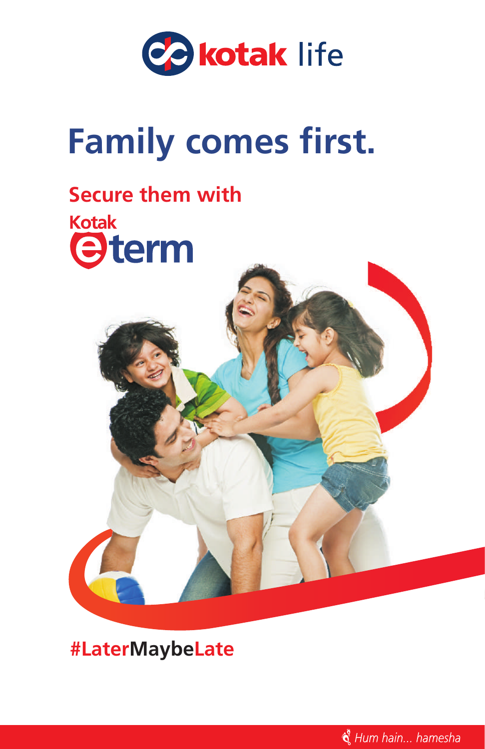kotak life

# Family comes first.

## Secure them with

Kotak eterm

#LaterMaybeLate

*Hum hain... hamesha*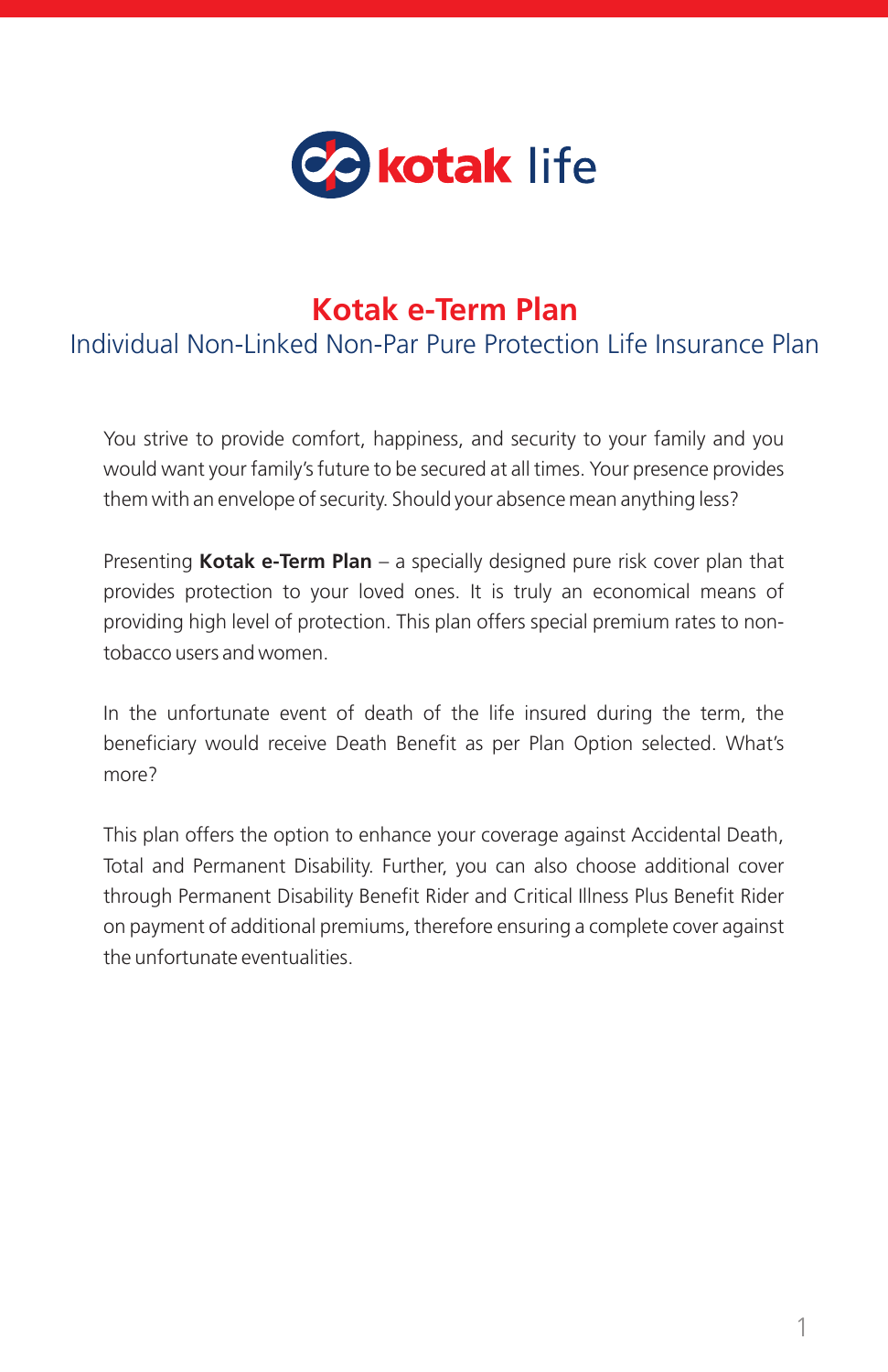# Kotak e-Term Plan

## Individual Non-Linked Non-Par Pure Protection Life Insurance Plan

You strive to provide comfort, happiness, and security to your family and you would want your family's future to be secured at all times. Your presence provides them with an envelope of security. Should your absence mean anything less?

Presenting **Kotak e-Term Plan** – a specially designed pure risk cover plan that provides protection to your loved ones. It is truly an economical means of providing high level of protection. This plan offers special premium rates to non-tobacco users and women.

In the unfortunate event of death of the life insured during the term, the beneficiary would receive Death Benefit as per Plan Option selected. What's more?

This plan offers the option to enhance your coverage against Accidental Death, Total and Permanent Disability. Further, you can also choose additional cover through Permanent Disability Benefit Rider and Critical Illness Plus Benefit Rider on payment of additional premiums, therefore ensuring a complete cover against the unfortunate eventualities.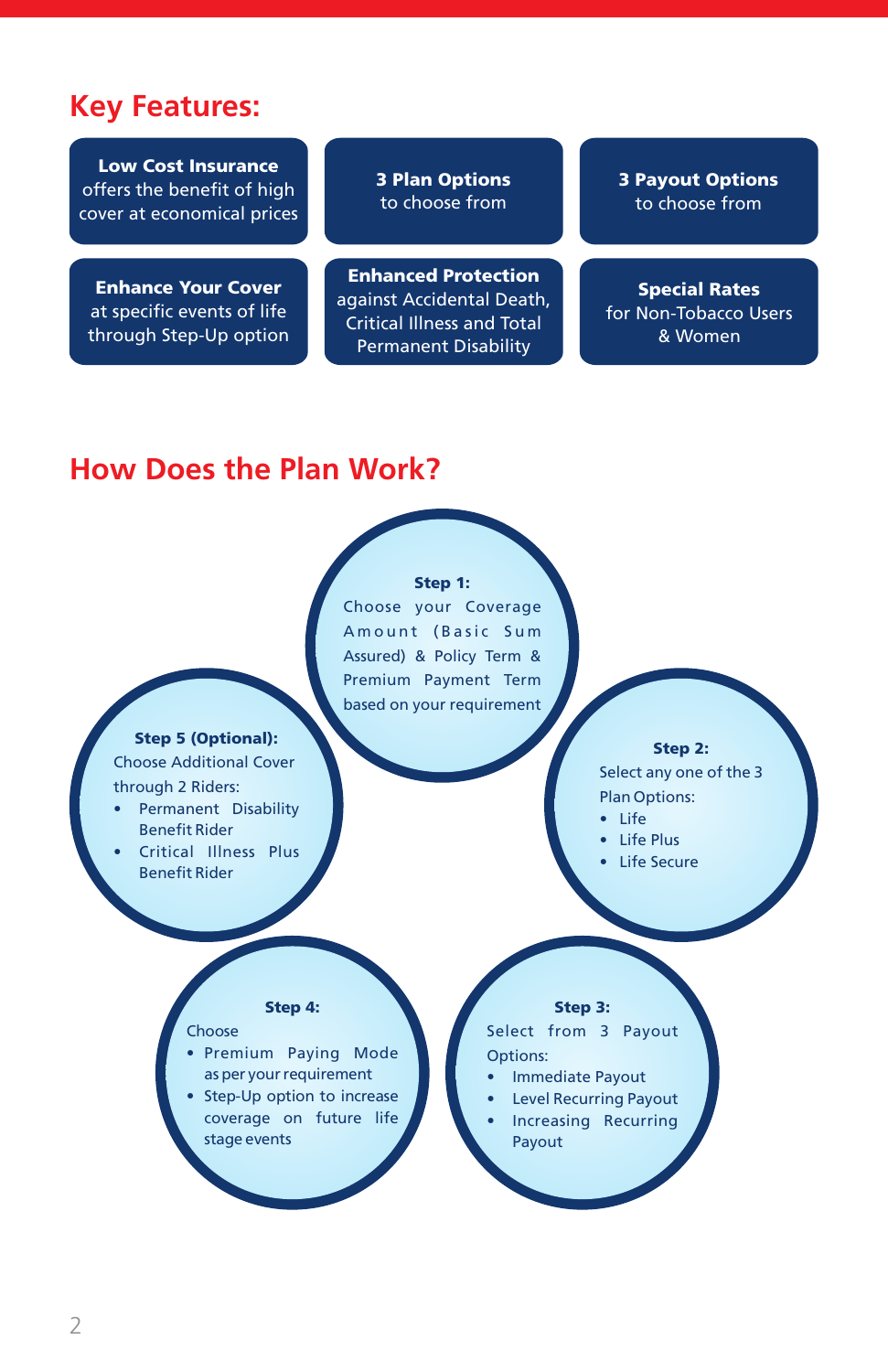## Key Features:

- **Low Cost Insurance** offers the benefit of high cover at economical prices
- **3 Plan Options** to choose from
- **3 Payout Options** to choose from
- **Enhance Your Cover** at specific events of life through Step-Up option
- **Enhanced Protection** against Accidental Death, Critical Illness and Total Permanent Disability
- **Special Rates** for Non-Tobacco Users & Women

## How Does the Plan Work?

**Step 1:**
Choose your Coverage Amount (Basic Sum Assured) & Policy Term & Premium Payment Term based on your requirement

**Step 2:**
Select any one of the 3 Plan Options:

- Life
- Life Plus
- Life Secure

**Step 3:**
Select from 3 Payout Options:

- Immediate Payout
- Level Recurring Payout
- Increasing Recurring Payout

**Step 4:**
Choose

- Premium Paying Mode as per your requirement
- Step-Up option to increase coverage on future life stage events

**Step 5 (Optional):**
Choose Additional Cover through 2 Riders:

- Permanent Disability Benefit Rider
- Critical Illness Plus Benefit Rider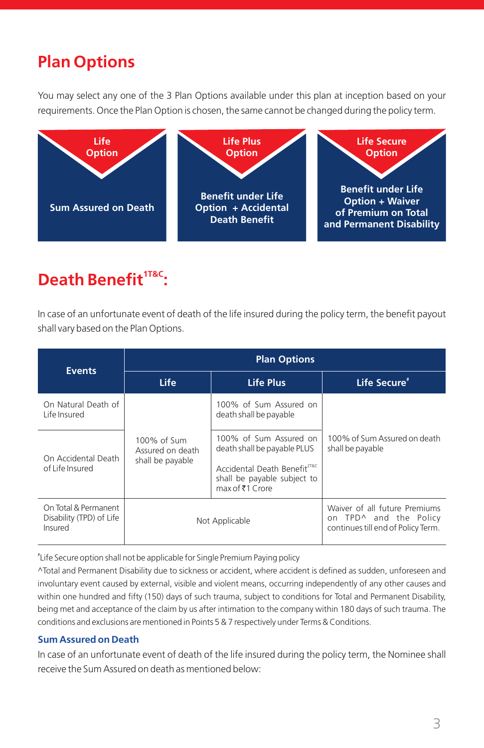## Plan Options

You may select any one of the 3 Plan Options available under this plan at inception based on your requirements. Once the Plan Option is chosen, the same cannot be changed during the policy term.

| Life Option | Life Plus Option | Life Secure Option |
|---|---|---|
| Sum Assured on Death | Benefit under Life Option + Accidental Death Benefit | Benefit under Life Option + Waiver of Premium on Total and Permanent Disability |

## Death Benefit[1T&C]:

In case of an unfortunate event of death of the life insured during the policy term, the benefit payout shall vary based on the Plan Options.

| Events | Plan Options | | |
|---|---|---|---|
| | Life | Life Plus | Life Secure[#] |
| On Natural Death of Life Insured | 100% of Sum Assured on death shall be payable | 100% of Sum Assured on death shall be payable | 100% of Sum Assured on death shall be payable |
| On Accidental Death of Life Insured | 100% of Sum Assured on death shall be payable | 100% of Sum Assured on death shall be payable PLUS<br><br>Accidental Death Benefit[2T&C] shall be payable subject to max of ₹1 Crore | 100% of Sum Assured on death shall be payable |
| On Total & Permanent Disability (TPD) of Life Insured | Not Applicable | Not Applicable | Waiver of all future Premiums on TPD^ and the Policy continues till end of Policy Term. |

[#]Life Secure option shall not be applicable for Single Premium Paying policy

^Total and Permanent Disability due to sickness or accident, where accident is defined as sudden, unforeseen and involuntary event caused by external, visible and violent means, occurring independently of any other causes and within one hundred and fifty (150) days of such trauma, subject to conditions for Total and Permanent Disability, being met and acceptance of the claim by us after intimation to the company within 180 days of such trauma. The conditions and exclusions are mentioned in Points 5 & 7 respectively under Terms & Conditions.

### Sum Assured on Death

In case of an unfortunate event of death of the life insured during the policy term, the Nominee shall receive the Sum Assured on death as mentioned below: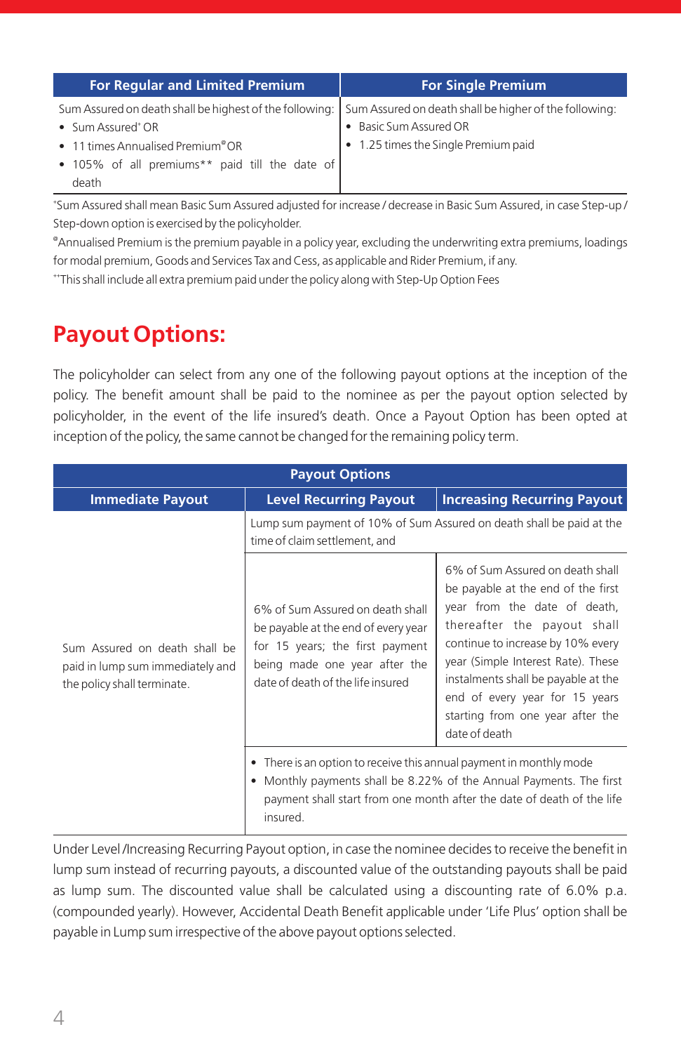| For Regular and Limited Premium | For Single Premium |
| --- | --- |
| Sum Assured on death shall be highest of the following:<br>• Sum Assured[+] OR<br>• 11 times Annualised Premium[@] OR<br>• 105% of all premiums** paid till the date of death | Sum Assured on death shall be higher of the following:<br>• Basic Sum Assured OR<br>• 1.25 times the Single Premium paid |

[+]Sum Assured shall mean Basic Sum Assured adjusted for increase / decrease in Basic Sum Assured, in case Step-up / Step-down option is exercised by the policyholder.

[@]Annualised Premium is the premium payable in a policy year, excluding the underwriting extra premiums, loadings for modal premium, Goods and Services Tax and Cess, as applicable and Rider Premium, if any.

[++]This shall include all extra premium paid under the policy along with Step-Up Option Fees

# Payout Options:

The policyholder can select from any one of the following payout options at the inception of the policy. The benefit amount shall be paid to the nominee as per the payout option selected by policyholder, in the event of the life insured's death. Once a Payout Option has been opted at inception of the policy, the same cannot be changed for the remaining policy term.

| Payout Options | | |
| --- | --- | --- |
| **Immediate Payout** | **Level Recurring Payout** | **Increasing Recurring Payout** |
| Sum Assured on death shall be paid in lump sum immediately and the policy shall terminate. | Lump sum payment of 10% of Sum Assured on death shall be paid at the time of claim settlement, and | |
| | 6% of Sum Assured on death shall be payable at the end of every year for 15 years; the first payment being made one year after the date of death of the life insured | 6% of Sum Assured on death shall be payable at the end of the first year from the date of death, thereafter the payout shall continue to increase by 10% every year (Simple Interest Rate). These instalments shall be payable at the end of every year for 15 years starting from one year after the date of death |
| | • There is an option to receive this annual payment in monthly mode<br>• Monthly payments shall be 8.22% of the Annual Payments. The first payment shall start from one month after the date of death of the life insured. | |

Under Level /Increasing Recurring Payout option, in case the nominee decides to receive the benefit in lump sum instead of recurring payouts, a discounted value of the outstanding payouts shall be paid as lump sum. The discounted value shall be calculated using a discounting rate of 6.0% p.a. (compounded yearly). However, Accidental Death Benefit applicable under 'Life Plus' option shall be payable in Lump sum irrespective of the above payout options selected.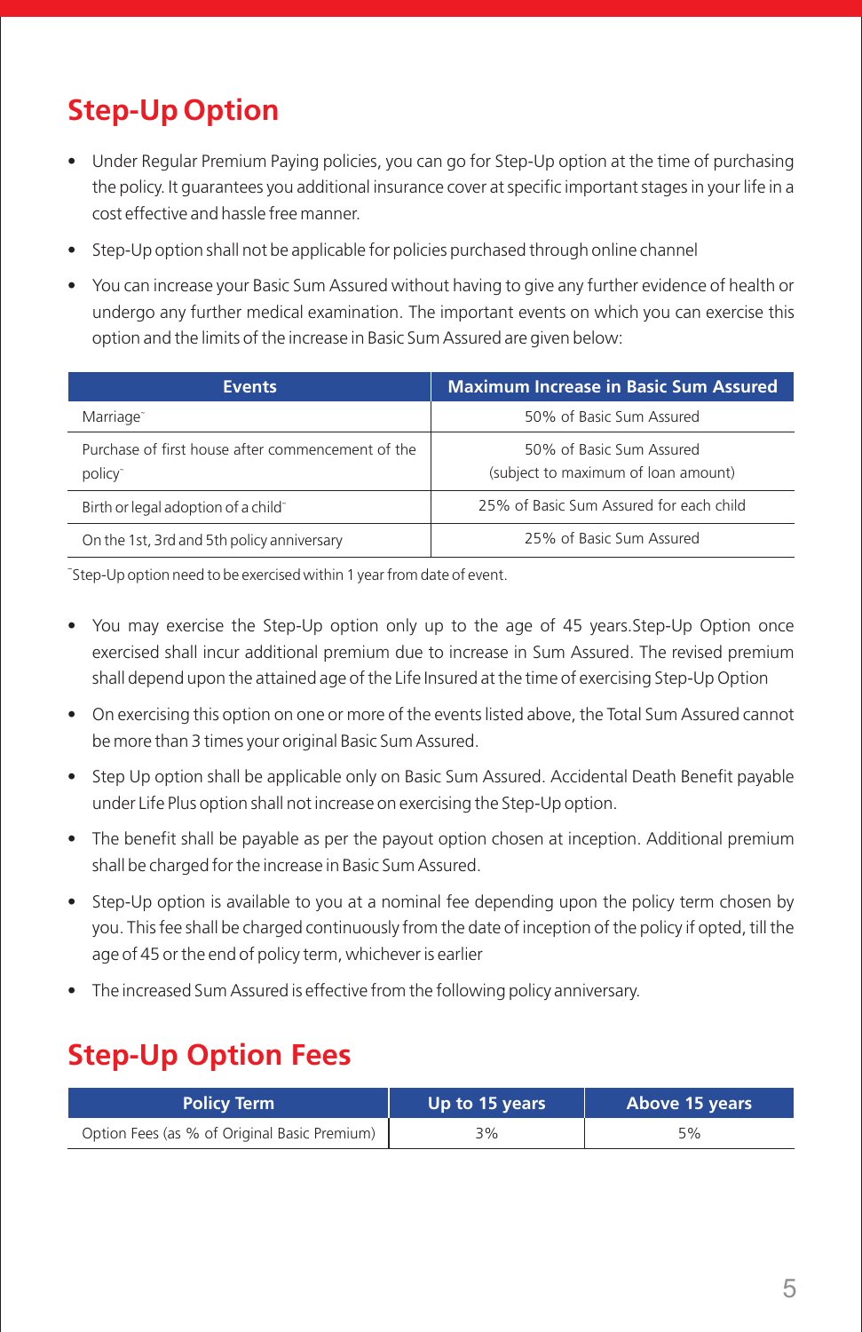## Step-Up Option

- Under Regular Premium Paying policies, you can go for Step-Up option at the time of purchasing the policy. It guarantees you additional insurance cover at specific important stages in your life in a cost effective and hassle free manner.
- Step-Up option shall not be applicable for policies purchased through online channel
- You can increase your Basic Sum Assured without having to give any further evidence of health or undergo any further medical examination. The important events on which you can exercise this option and the limits of the increase in Basic Sum Assured are given below:

| Events | Maximum Increase in Basic Sum Assured |
|---|---|
| Marriage¯ | 50% of Basic Sum Assured |
| Purchase of first house after commencement of the policy¯ | 50% of Basic Sum Assured (subject to maximum of loan amount) |
| Birth or legal adoption of a child¯ | 25% of Basic Sum Assured for each child |
| On the 1st, 3rd and 5th policy anniversary | 25% of Basic Sum Assured |

¯Step-Up option need to be exercised within 1 year from date of event.

- You may exercise the Step-Up option only up to the age of 45 years.Step-Up Option once exercised shall incur additional premium due to increase in Sum Assured. The revised premium shall depend upon the attained age of the Life Insured at the time of exercising Step-Up Option
- On exercising this option on one or more of the events listed above, the Total Sum Assured cannot be more than 3 times your original Basic Sum Assured.
- Step Up option shall be applicable only on Basic Sum Assured. Accidental Death Benefit payable under Life Plus option shall not increase on exercising the Step-Up option.
- The benefit shall be payable as per the payout option chosen at inception. Additional premium shall be charged for the increase in Basic Sum Assured.
- Step-Up option is available to you at a nominal fee depending upon the policy term chosen by you. This fee shall be charged continuously from the date of inception of the policy if opted, till the age of 45 or the end of policy term, whichever is earlier
- The increased Sum Assured is effective from the following policy anniversary.

## Step-Up Option Fees

| Policy Term | Up to 15 years | Above 15 years |
|---|---|---|
| Option Fees (as % of Original Basic Premium) | 3% | 5% |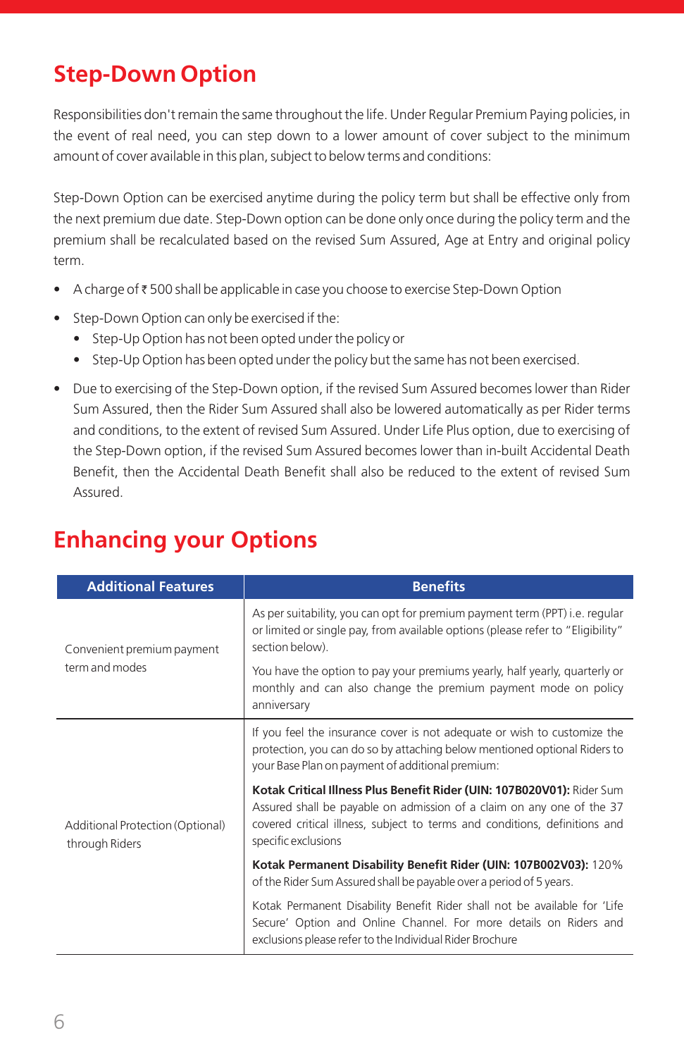## Step-Down Option

Responsibilities don't remain the same throughout the life. Under Regular Premium Paying policies, in the event of real need, you can step down to a lower amount of cover subject to the minimum amount of cover available in this plan, subject to below terms and conditions:

Step-Down Option can be exercised anytime during the policy term but shall be effective only from the next premium due date. Step-Down option can be done only once during the policy term and the premium shall be recalculated based on the revised Sum Assured, Age at Entry and original policy term.

- A charge of ₹ 500 shall be applicable in case you choose to exercise Step-Down Option
- Step-Down Option can only be exercised if the:
  - Step-Up Option has not been opted under the policy or
  - Step-Up Option has been opted under the policy but the same has not been exercised.
- Due to exercising of the Step-Down option, if the revised Sum Assured becomes lower than Rider Sum Assured, then the Rider Sum Assured shall also be lowered automatically as per Rider terms and conditions, to the extent of revised Sum Assured. Under Life Plus option, due to exercising of the Step-Down option, if the revised Sum Assured becomes lower than in-built Accidental Death Benefit, then the Accidental Death Benefit shall also be reduced to the extent of revised Sum Assured.

## Enhancing your Options

| Additional Features | Benefits |
|---|---|
| Convenient premium payment term and modes | As per suitability, you can opt for premium payment term (PPT) i.e. regular or limited or single pay, from available options (please refer to "Eligibility" section below).<br><br>You have the option to pay your premiums yearly, half yearly, quarterly or monthly and can also change the premium payment mode on policy anniversary |
| Additional Protection (Optional) through Riders | If you feel the insurance cover is not adequate or wish to customize the protection, you can do so by attaching below mentioned optional Riders to your Base Plan on payment of additional premium:<br><br>**Kotak Critical Illness Plus Benefit Rider (UIN: 107B020V01):** Rider Sum Assured shall be payable on admission of a claim on any one of the 37 covered critical illness, subject to terms and conditions, definitions and specific exclusions<br><br>**Kotak Permanent Disability Benefit Rider (UIN: 107B002V03):** 120% of the Rider Sum Assured shall be payable over a period of 5 years.<br><br>Kotak Permanent Disability Benefit Rider shall not be available for 'Life Secure' Option and Online Channel. For more details on Riders and exclusions please refer to the Individual Rider Brochure |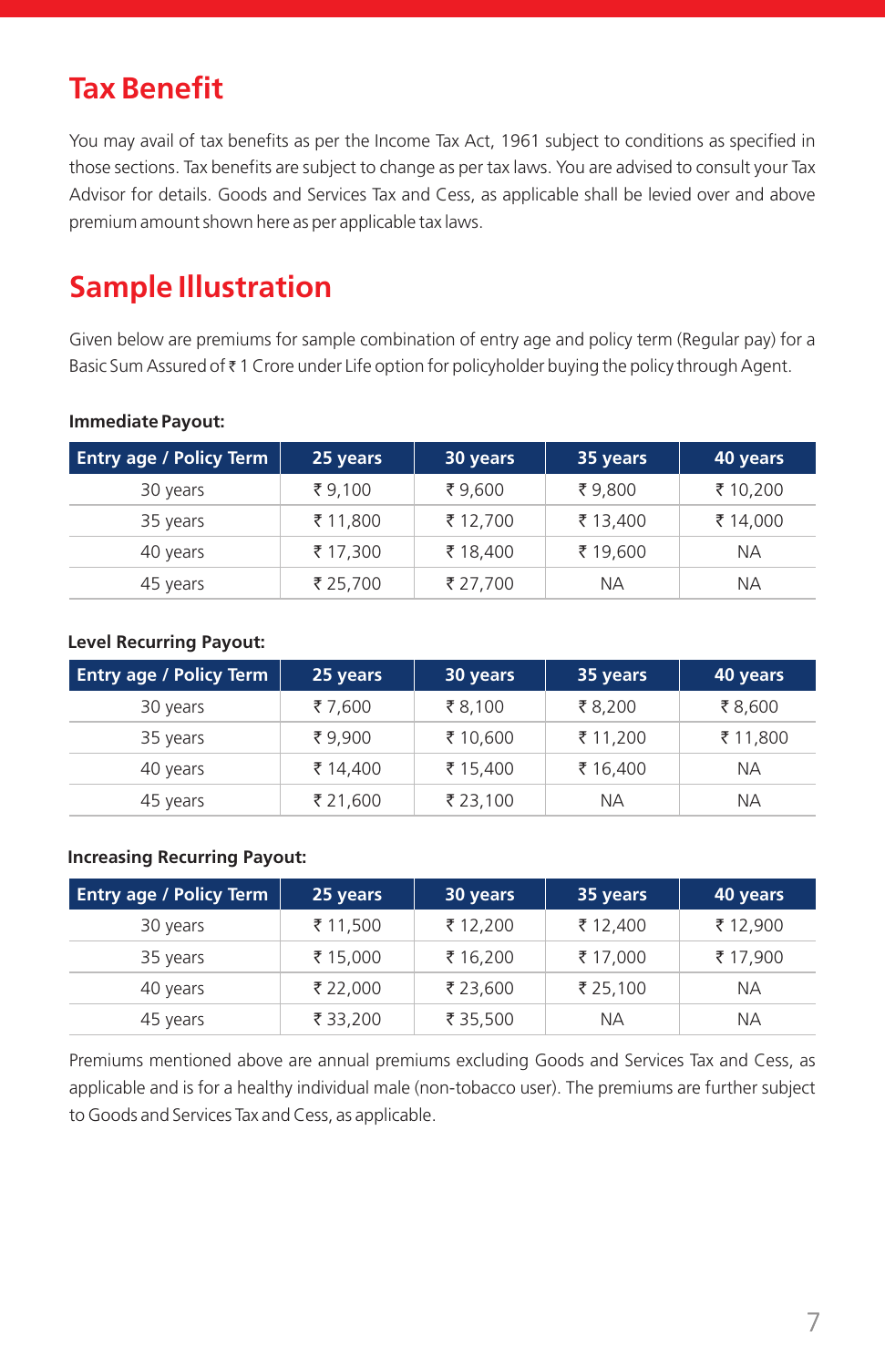## Tax Benefit

You may avail of tax benefits as per the Income Tax Act, 1961 subject to conditions as specified in those sections. Tax benefits are subject to change as per tax laws. You are advised to consult your Tax Advisor for details. Goods and Services Tax and Cess, as applicable shall be levied over and above premium amount shown here as per applicable tax laws.

## Sample Illustration

Given below are premiums for sample combination of entry age and policy term (Regular pay) for a Basic Sum Assured of ₹ 1 Crore under Life option for policyholder buying the policy through Agent.

**Immediate Payout:**

| Entry age / Policy Term | 25 years | 30 years | 35 years | 40 years |
|---|---|---|---|---|
| 30 years | ₹ 9,100 | ₹ 9,600 | ₹ 9,800 | ₹ 10,200 |
| 35 years | ₹ 11,800 | ₹ 12,700 | ₹ 13,400 | ₹ 14,000 |
| 40 years | ₹ 17,300 | ₹ 18,400 | ₹ 19,600 | NA |
| 45 years | ₹ 25,700 | ₹ 27,700 | NA | NA |

**Level Recurring Payout:**

| Entry age / Policy Term | 25 years | 30 years | 35 years | 40 years |
|---|---|---|---|---|
| 30 years | ₹ 7,600 | ₹ 8,100 | ₹ 8,200 | ₹ 8,600 |
| 35 years | ₹ 9,900 | ₹ 10,600 | ₹ 11,200 | ₹ 11,800 |
| 40 years | ₹ 14,400 | ₹ 15,400 | ₹ 16,400 | NA |
| 45 years | ₹ 21,600 | ₹ 23,100 | NA | NA |

**Increasing Recurring Payout:**

| Entry age / Policy Term | 25 years | 30 years | 35 years | 40 years |
|---|---|---|---|---|
| 30 years | ₹ 11,500 | ₹ 12,200 | ₹ 12,400 | ₹ 12,900 |
| 35 years | ₹ 15,000 | ₹ 16,200 | ₹ 17,000 | ₹ 17,900 |
| 40 years | ₹ 22,000 | ₹ 23,600 | ₹ 25,100 | NA |
| 45 years | ₹ 33,200 | ₹ 35,500 | NA | NA |

Premiums mentioned above are annual premiums excluding Goods and Services Tax and Cess, as applicable and is for a healthy individual male (non-tobacco user). The premiums are further subject to Goods and Services Tax and Cess, as applicable.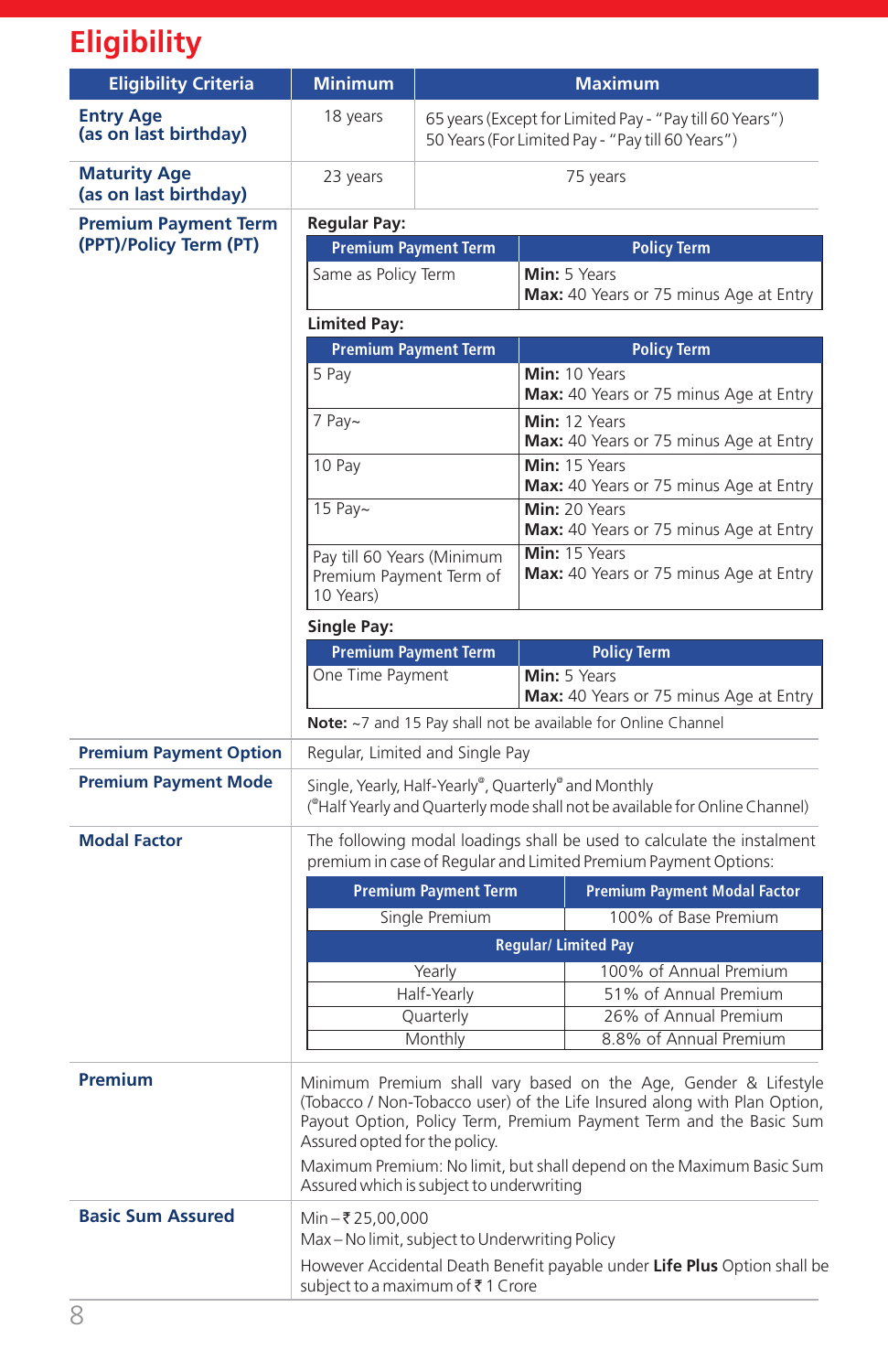# Eligibility

| Eligibility Criteria | Minimum | Maximum |
|---|---|---|
| **Entry Age (as on last birthday)** | 18 years | 65 years (Except for Limited Pay - "Pay till 60 Years")<br>50 Years (For Limited Pay - "Pay till 60 Years") |
| **Maturity Age (as on last birthday)** | 23 years | 75 years |

**Premium Payment Term (PPT)/Policy Term (PT)**

**Regular Pay:**

| Premium Payment Term | Policy Term |
|---|---|
| Same as Policy Term | **Min:** 5 Years<br>**Max:** 40 Years or 75 minus Age at Entry |

**Limited Pay:**

| Premium Payment Term | Policy Term |
|---|---|
| 5 Pay | **Min:** 10 Years<br>**Max:** 40 Years or 75 minus Age at Entry |
| 7 Pay~ | **Min:** 12 Years<br>**Max:** 40 Years or 75 minus Age at Entry |
| 10 Pay | **Min:** 15 Years<br>**Max:** 40 Years or 75 minus Age at Entry |
| 15 Pay~ | **Min:** 20 Years<br>**Max:** 40 Years or 75 minus Age at Entry |
| Pay till 60 Years (Minimum Premium Payment Term of 10 Years) | **Min:** 15 Years<br>**Max:** 40 Years or 75 minus Age at Entry |

**Single Pay:**

| Premium Payment Term | Policy Term |
|---|---|
| One Time Payment | **Min:** 5 Years<br>**Max:** 40 Years or 75 minus Age at Entry |

**Note:** ~7 and 15 Pay shall not be available for Online Channel

**Premium Payment Option**

Regular, Limited and Single Pay

**Premium Payment Mode**

Single, Yearly, Half-Yearly@, Quarterly@ and Monthly
(@Half Yearly and Quarterly mode shall not be available for Online Channel)

**Modal Factor**

The following modal loadings shall be used to calculate the instalment premium in case of Regular and Limited Premium Payment Options:

| Premium Payment Term | Premium Payment Modal Factor |
|---|---|
| Single Premium | 100% of Base Premium |
| **Regular/ Limited Pay** | |
| Yearly | 100% of Annual Premium |
| Half-Yearly | 51% of Annual Premium |
| Quarterly | 26% of Annual Premium |
| Monthly | 8.8% of Annual Premium |

**Premium**

Minimum Premium shall vary based on the Age, Gender & Lifestyle (Tobacco / Non-Tobacco user) of the Life Insured along with Plan Option, Payout Option, Policy Term, Premium Payment Term and the Basic Sum Assured opted for the policy.

Maximum Premium: No limit, but shall depend on the Maximum Basic Sum Assured which is subject to underwriting

**Basic Sum Assured**

Min – ₹ 25,00,000
Max – No limit, subject to Underwriting Policy

However Accidental Death Benefit payable under **Life Plus** Option shall be subject to a maximum of ₹ 1 Crore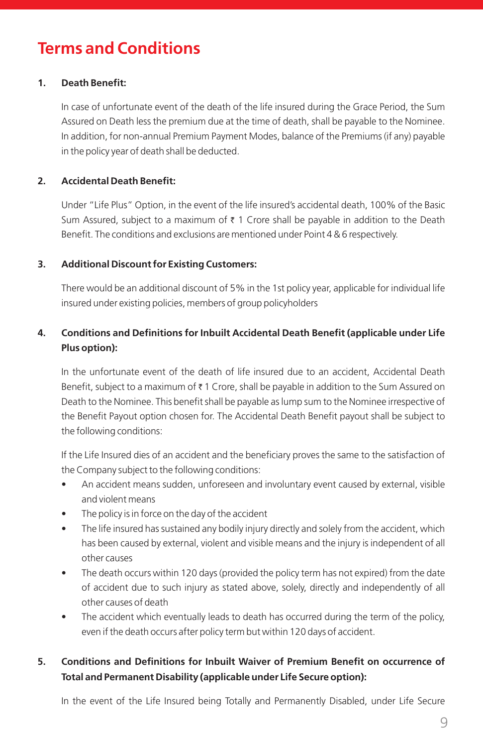# Terms and Conditions

1. **Death Benefit:**

   In case of unfortunate event of the death of the life insured during the Grace Period, the Sum Assured on Death less the premium due at the time of death, shall be payable to the Nominee. In addition, for non-annual Premium Payment Modes, balance of the Premiums (if any) payable in the policy year of death shall be deducted.

2. **Accidental Death Benefit:**

   Under "Life Plus" Option, in the event of the life insured's accidental death, 100% of the Basic Sum Assured, subject to a maximum of ₹ 1 Crore shall be payable in addition to the Death Benefit. The conditions and exclusions are mentioned under Point 4 & 6 respectively.

3. **Additional Discount for Existing Customers:**

   There would be an additional discount of 5% in the 1st policy year, applicable for individual life insured under existing policies, members of group policyholders

4. **Conditions and Definitions for Inbuilt Accidental Death Benefit (applicable under Life Plus option):**

   In the unfortunate event of the death of life insured due to an accident, Accidental Death Benefit, subject to a maximum of ₹ 1 Crore, shall be payable in addition to the Sum Assured on Death to the Nominee. This benefit shall be payable as lump sum to the Nominee irrespective of the Benefit Payout option chosen for. The Accidental Death Benefit payout shall be subject to the following conditions:

   If the Life Insured dies of an accident and the beneficiary proves the same to the satisfaction of the Company subject to the following conditions:

   - An accident means sudden, unforeseen and involuntary event caused by external, visible and violent means
   - The policy is in force on the day of the accident
   - The life insured has sustained any bodily injury directly and solely from the accident, which has been caused by external, violent and visible means and the injury is independent of all other causes
   - The death occurs within 120 days (provided the policy term has not expired) from the date of accident due to such injury as stated above, solely, directly and independently of all other causes of death
   - The accident which eventually leads to death has occurred during the term of the policy, even if the death occurs after policy term but within 120 days of accident.

5. **Conditions and Definitions for Inbuilt Waiver of Premium Benefit on occurrence of Total and Permanent Disability (applicable under Life Secure option):**

   In the event of the Life Insured being Totally and Permanently Disabled, under Life Secure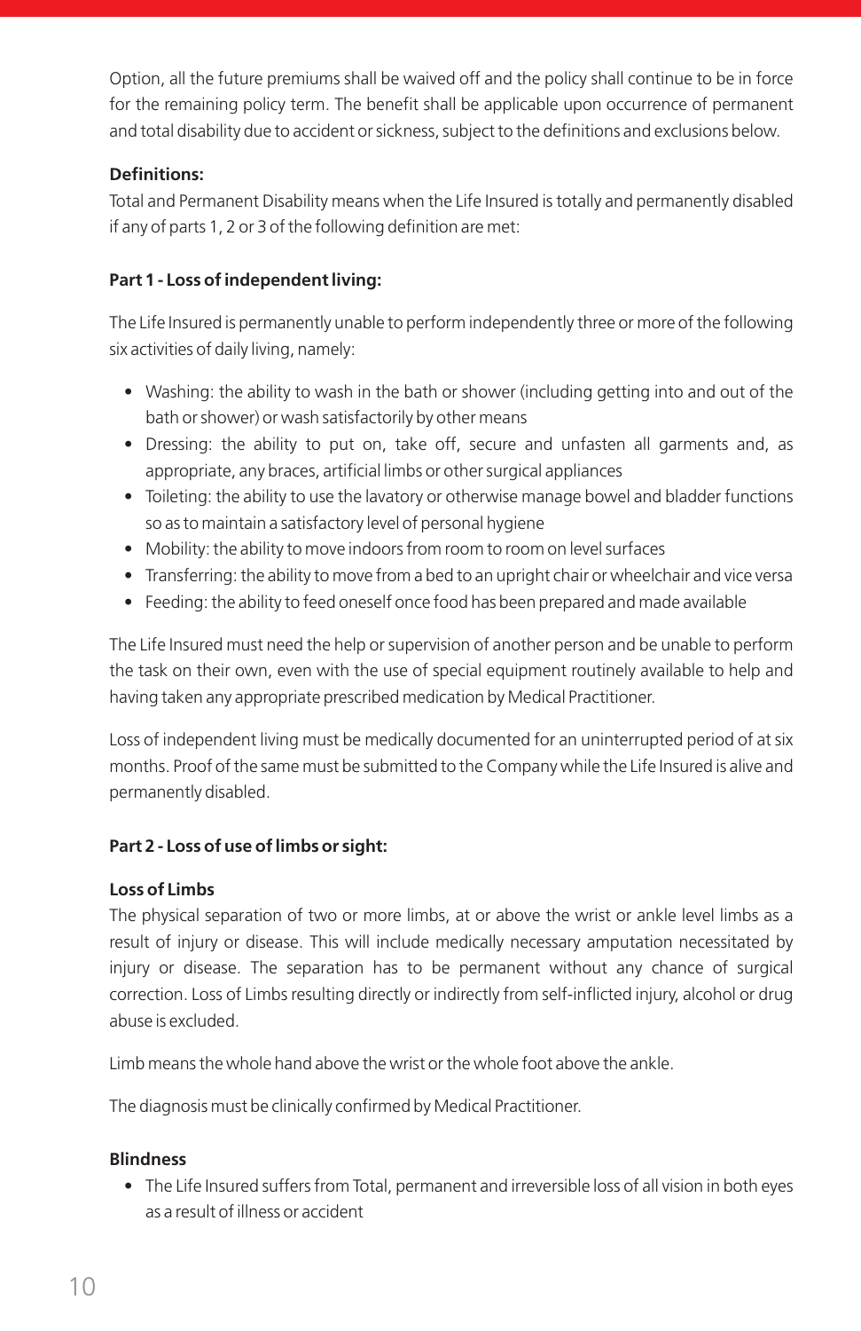Option, all the future premiums shall be waived off and the policy shall continue to be in force for the remaining policy term. The benefit shall be applicable upon occurrence of permanent and total disability due to accident or sickness, subject to the definitions and exclusions below.

**Definitions:**

Total and Permanent Disability means when the Life Insured is totally and permanently disabled if any of parts 1, 2 or 3 of the following definition are met:

**Part 1 - Loss of independent living:**

The Life Insured is permanently unable to perform independently three or more of the following six activities of daily living, namely:

- Washing: the ability to wash in the bath or shower (including getting into and out of the bath or shower) or wash satisfactorily by other means
- Dressing: the ability to put on, take off, secure and unfasten all garments and, as appropriate, any braces, artificial limbs or other surgical appliances
- Toileting: the ability to use the lavatory or otherwise manage bowel and bladder functions so as to maintain a satisfactory level of personal hygiene
- Mobility: the ability to move indoors from room to room on level surfaces
- Transferring: the ability to move from a bed to an upright chair or wheelchair and vice versa
- Feeding: the ability to feed oneself once food has been prepared and made available

The Life Insured must need the help or supervision of another person and be unable to perform the task on their own, even with the use of special equipment routinely available to help and having taken any appropriate prescribed medication by Medical Practitioner.

Loss of independent living must be medically documented for an uninterrupted period of at six months. Proof of the same must be submitted to the Company while the Life Insured is alive and permanently disabled.

**Part 2 - Loss of use of limbs or sight:**

**Loss of Limbs**

The physical separation of two or more limbs, at or above the wrist or ankle level limbs as a result of injury or disease. This will include medically necessary amputation necessitated by injury or disease. The separation has to be permanent without any chance of surgical correction. Loss of Limbs resulting directly or indirectly from self-inflicted injury, alcohol or drug abuse is excluded.

Limb means the whole hand above the wrist or the whole foot above the ankle.

The diagnosis must be clinically confirmed by Medical Practitioner.

**Blindness**

- The Life Insured suffers from Total, permanent and irreversible loss of all vision in both eyes as a result of illness or accident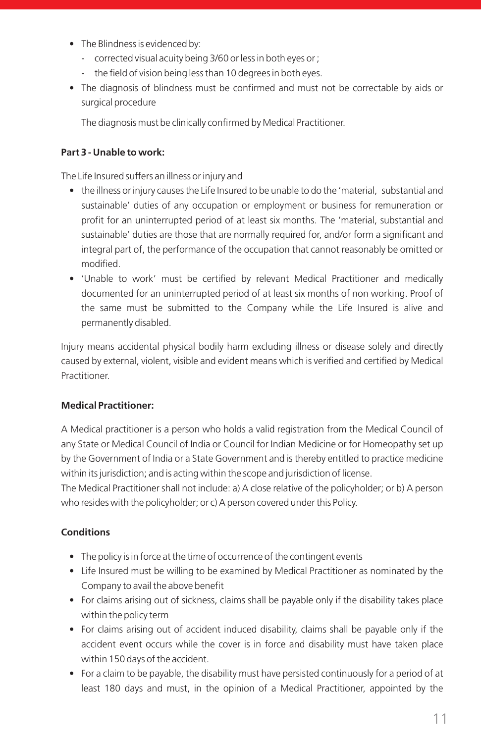- The Blindness is evidenced by:
  - corrected visual acuity being 3/60 or less in both eyes or ;
  - the field of vision being less than 10 degrees in both eyes.
- The diagnosis of blindness must be confirmed and must not be correctable by aids or surgical procedure

  The diagnosis must be clinically confirmed by Medical Practitioner.

**Part 3 - Unable to work:**

The Life Insured suffers an illness or injury and

- the illness or injury causes the Life Insured to be unable to do the 'material, substantial and sustainable' duties of any occupation or employment or business for remuneration or profit for an uninterrupted period of at least six months. The 'material, substantial and sustainable' duties are those that are normally required for, and/or form a significant and integral part of, the performance of the occupation that cannot reasonably be omitted or modified.
- 'Unable to work' must be certified by relevant Medical Practitioner and medically documented for an uninterrupted period of at least six months of non working. Proof of the same must be submitted to the Company while the Life Insured is alive and permanently disabled.

Injury means accidental physical bodily harm excluding illness or disease solely and directly caused by external, violent, visible and evident means which is verified and certified by Medical Practitioner.

**Medical Practitioner:**

A Medical practitioner is a person who holds a valid registration from the Medical Council of any State or Medical Council of India or Council for Indian Medicine or for Homeopathy set up by the Government of India or a State Government and is thereby entitled to practice medicine within its jurisdiction; and is acting within the scope and jurisdiction of license.
The Medical Practitioner shall not include: a) A close relative of the policyholder; or b) A person who resides with the policyholder; or c) A person covered under this Policy.

**Conditions**

- The policy is in force at the time of occurrence of the contingent events
- Life Insured must be willing to be examined by Medical Practitioner as nominated by the Company to avail the above benefit
- For claims arising out of sickness, claims shall be payable only if the disability takes place within the policy term
- For claims arising out of accident induced disability, claims shall be payable only if the accident event occurs while the cover is in force and disability must have taken place within 150 days of the accident.
- For a claim to be payable, the disability must have persisted continuously for a period of at least 180 days and must, in the opinion of a Medical Practitioner, appointed by the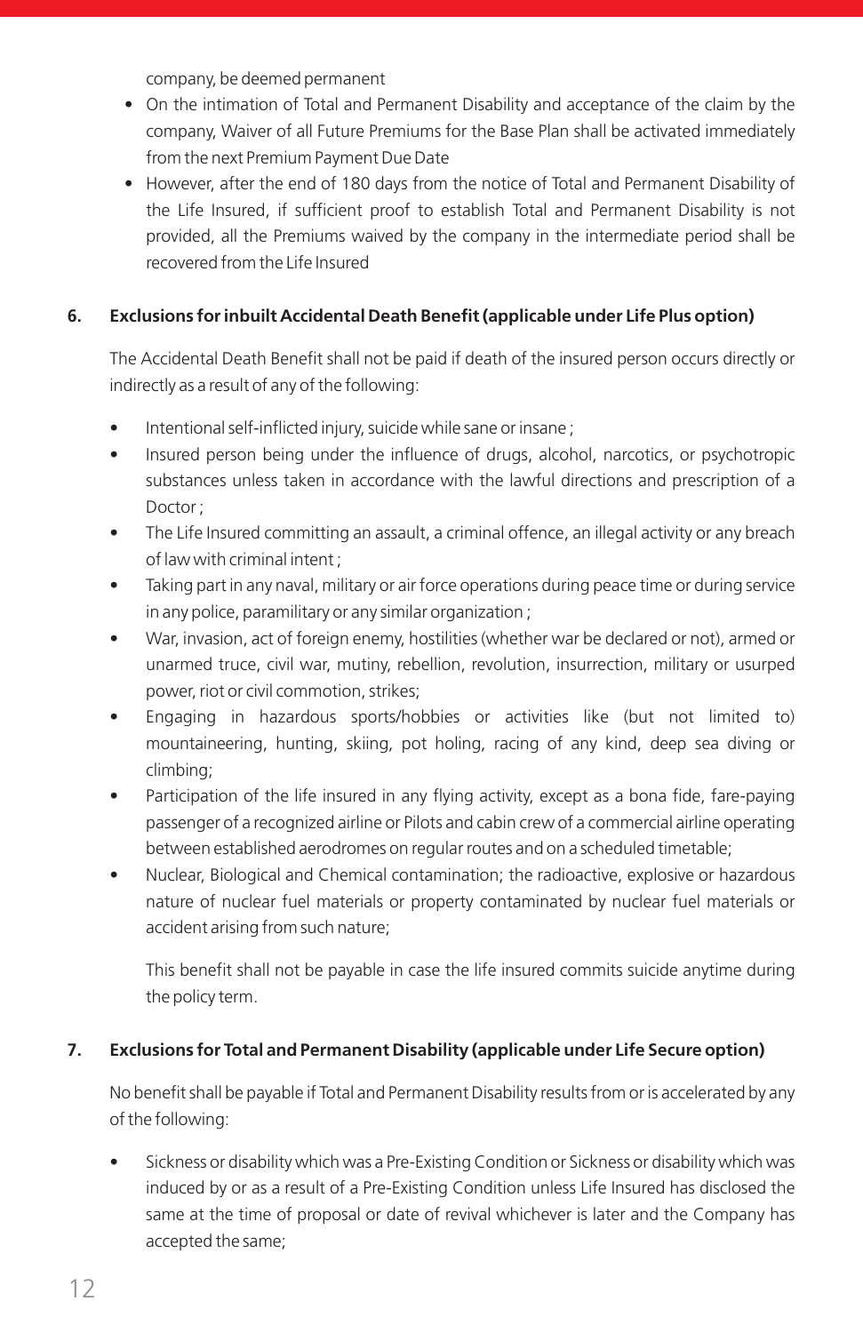company, be deemed permanent

- On the intimation of Total and Permanent Disability and acceptance of the claim by the company, Waiver of all Future Premiums for the Base Plan shall be activated immediately from the next Premium Payment Due Date
- However, after the end of 180 days from the notice of Total and Permanent Disability of the Life Insured, if sufficient proof to establish Total and Permanent Disability is not provided, all the Premiums waived by the company in the intermediate period shall be recovered from the Life Insured

**6. Exclusions for inbuilt Accidental Death Benefit (applicable under Life Plus option)**

The Accidental Death Benefit shall not be paid if death of the insured person occurs directly or indirectly as a result of any of the following:

- Intentional self-inflicted injury, suicide while sane or insane ;
- Insured person being under the influence of drugs, alcohol, narcotics, or psychotropic substances unless taken in accordance with the lawful directions and prescription of a Doctor ;
- The Life Insured committing an assault, a criminal offence, an illegal activity or any breach of law with criminal intent ;
- Taking part in any naval, military or air force operations during peace time or during service in any police, paramilitary or any similar organization ;
- War, invasion, act of foreign enemy, hostilities (whether war be declared or not), armed or unarmed truce, civil war, mutiny, rebellion, revolution, insurrection, military or usurped power, riot or civil commotion, strikes;
- Engaging in hazardous sports/hobbies or activities like (but not limited to) mountaineering, hunting, skiing, pot holing, racing of any kind, deep sea diving or climbing;
- Participation of the life insured in any flying activity, except as a bona fide, fare-paying passenger of a recognized airline or Pilots and cabin crew of a commercial airline operating between established aerodromes on regular routes and on a scheduled timetable;
- Nuclear, Biological and Chemical contamination; the radioactive, explosive or hazardous nature of nuclear fuel materials or property contaminated by nuclear fuel materials or accident arising from such nature;

  This benefit shall not be payable in case the life insured commits suicide anytime during the policy term.

**7. Exclusions for Total and Permanent Disability (applicable under Life Secure option)**

No benefit shall be payable if Total and Permanent Disability results from or is accelerated by any of the following:

- Sickness or disability which was a Pre-Existing Condition or Sickness or disability which was induced by or as a result of a Pre-Existing Condition unless Life Insured has disclosed the same at the time of proposal or date of revival whichever is later and the Company has accepted the same;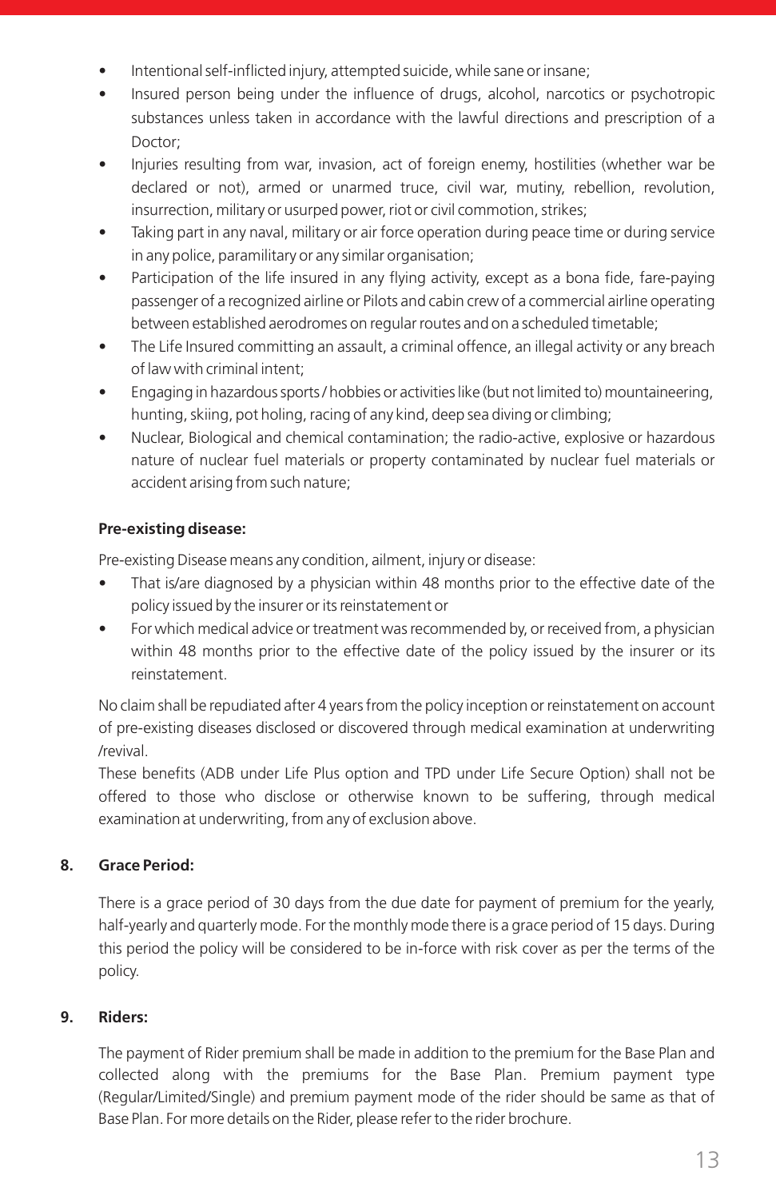- Intentional self-inflicted injury, attempted suicide, while sane or insane;
- Insured person being under the influence of drugs, alcohol, narcotics or psychotropic substances unless taken in accordance with the lawful directions and prescription of a Doctor;
- Injuries resulting from war, invasion, act of foreign enemy, hostilities (whether war be declared or not), armed or unarmed truce, civil war, mutiny, rebellion, revolution, insurrection, military or usurped power, riot or civil commotion, strikes;
- Taking part in any naval, military or air force operation during peace time or during service in any police, paramilitary or any similar organisation;
- Participation of the life insured in any flying activity, except as a bona fide, fare-paying passenger of a recognized airline or Pilots and cabin crew of a commercial airline operating between established aerodromes on regular routes and on a scheduled timetable;
- The Life Insured committing an assault, a criminal offence, an illegal activity or any breach of law with criminal intent;
- Engaging in hazardous sports / hobbies or activities like (but not limited to) mountaineering, hunting, skiing, pot holing, racing of any kind, deep sea diving or climbing;
- Nuclear, Biological and chemical contamination; the radio-active, explosive or hazardous nature of nuclear fuel materials or property contaminated by nuclear fuel materials or accident arising from such nature;

**Pre-existing disease:**

Pre-existing Disease means any condition, ailment, injury or disease:

- That is/are diagnosed by a physician within 48 months prior to the effective date of the policy issued by the insurer or its reinstatement or
- For which medical advice or treatment was recommended by, or received from, a physician within 48 months prior to the effective date of the policy issued by the insurer or its reinstatement.

No claim shall be repudiated after 4 years from the policy inception or reinstatement on account of pre-existing diseases disclosed or discovered through medical examination at underwriting /revival.

These benefits (ADB under Life Plus option and TPD under Life Secure Option) shall not be offered to those who disclose or otherwise known to be suffering, through medical examination at underwriting, from any of exclusion above.

## 8. Grace Period:

There is a grace period of 30 days from the due date for payment of premium for the yearly, half-yearly and quarterly mode. For the monthly mode there is a grace period of 15 days. During this period the policy will be considered to be in-force with risk cover as per the terms of the policy.

## 9. Riders:

The payment of Rider premium shall be made in addition to the premium for the Base Plan and collected along with the premiums for the Base Plan. Premium payment type (Regular/Limited/Single) and premium payment mode of the rider should be same as that of Base Plan. For more details on the Rider, please refer to the rider brochure.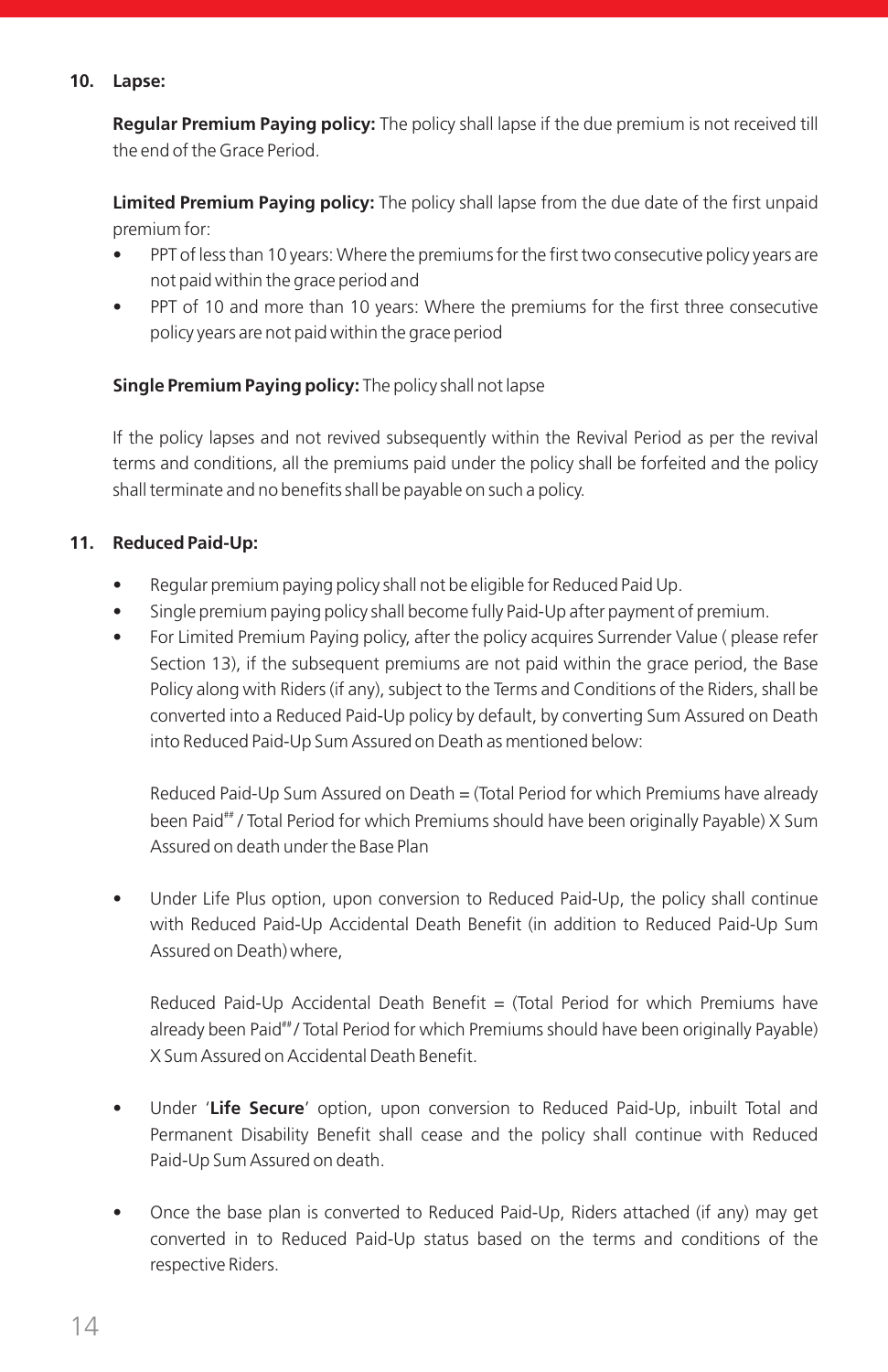**10. Lapse:**

**Regular Premium Paying policy:** The policy shall lapse if the due premium is not received till the end of the Grace Period.

**Limited Premium Paying policy:** The policy shall lapse from the due date of the first unpaid premium for:

- PPT of less than 10 years: Where the premiums for the first two consecutive policy years are not paid within the grace period and
- PPT of 10 and more than 10 years: Where the premiums for the first three consecutive policy years are not paid within the grace period

**Single Premium Paying policy:** The policy shall not lapse

If the policy lapses and not revived subsequently within the Revival Period as per the revival terms and conditions, all the premiums paid under the policy shall be forfeited and the policy shall terminate and no benefits shall be payable on such a policy.

**11. Reduced Paid-Up:**

- Regular premium paying policy shall not be eligible for Reduced Paid Up.
- Single premium paying policy shall become fully Paid-Up after payment of premium.
- For Limited Premium Paying policy, after the policy acquires Surrender Value ( please refer Section 13), if the subsequent premiums are not paid within the grace period, the Base Policy along with Riders (if any), subject to the Terms and Conditions of the Riders, shall be converted into a Reduced Paid-Up policy by default, by converting Sum Assured on Death into Reduced Paid-Up Sum Assured on Death as mentioned below:

  Reduced Paid-Up Sum Assured on Death = (Total Period for which Premiums have already been Paid[##] / Total Period for which Premiums should have been originally Payable) X Sum Assured on death under the Base Plan

- Under Life Plus option, upon conversion to Reduced Paid-Up, the policy shall continue with Reduced Paid-Up Accidental Death Benefit (in addition to Reduced Paid-Up Sum Assured on Death) where,

  Reduced Paid-Up Accidental Death Benefit = (Total Period for which Premiums have already been Paid[##] / Total Period for which Premiums should have been originally Payable) X Sum Assured on Accidental Death Benefit.

- Under '**Life Secure**' option, upon conversion to Reduced Paid-Up, inbuilt Total and Permanent Disability Benefit shall cease and the policy shall continue with Reduced Paid-Up Sum Assured on death.

- Once the base plan is converted to Reduced Paid-Up, Riders attached (if any) may get converted in to Reduced Paid-Up status based on the terms and conditions of the respective Riders.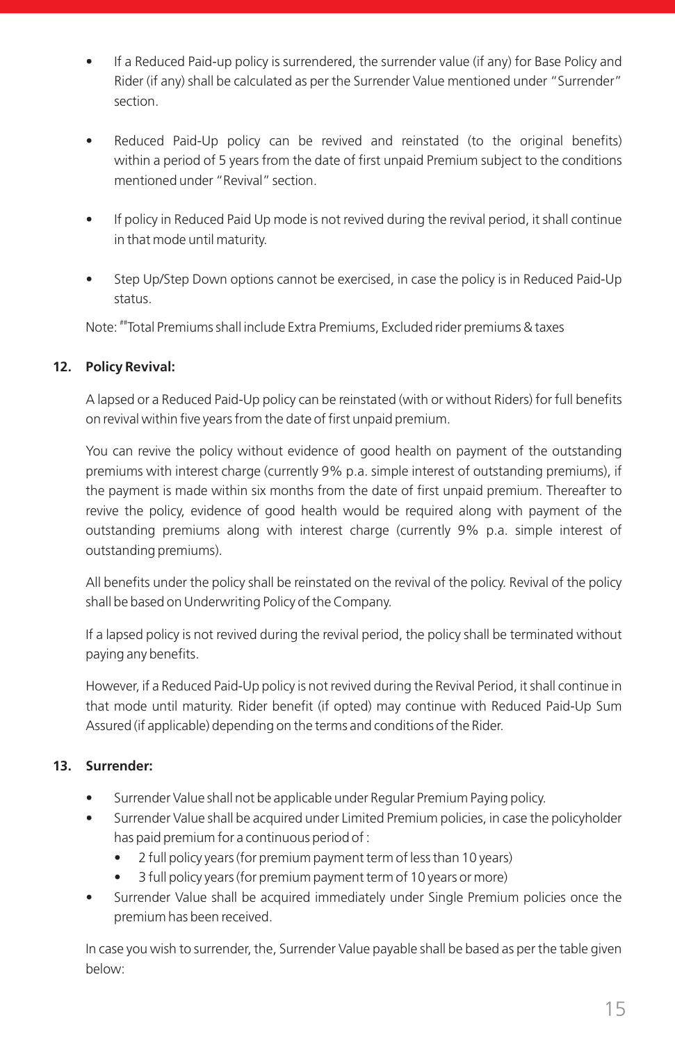- If a Reduced Paid-up policy is surrendered, the surrender value (if any) for Base Policy and Rider (if any) shall be calculated as per the Surrender Value mentioned under "Surrender" section.

- Reduced Paid-Up policy can be revived and reinstated (to the original benefits) within a period of 5 years from the date of first unpaid Premium subject to the conditions mentioned under "Revival" section.

- If policy in Reduced Paid Up mode is not revived during the revival period, it shall continue in that mode until maturity.

- Step Up/Step Down options cannot be exercised, in case the policy is in Reduced Paid-Up status.

Note: ##Total Premiums shall include Extra Premiums, Excluded rider premiums & taxes

**12. Policy Revival:**

A lapsed or a Reduced Paid-Up policy can be reinstated (with or without Riders) for full benefits on revival within five years from the date of first unpaid premium.

You can revive the policy without evidence of good health on payment of the outstanding premiums with interest charge (currently 9% p.a. simple interest of outstanding premiums), if the payment is made within six months from the date of first unpaid premium. Thereafter to revive the policy, evidence of good health would be required along with payment of the outstanding premiums along with interest charge (currently 9% p.a. simple interest of outstanding premiums).

All benefits under the policy shall be reinstated on the revival of the policy. Revival of the policy shall be based on Underwriting Policy of the Company.

If a lapsed policy is not revived during the revival period, the policy shall be terminated without paying any benefits.

However, if a Reduced Paid-Up policy is not revived during the Revival Period, it shall continue in that mode until maturity. Rider benefit (if opted) may continue with Reduced Paid-Up Sum Assured (if applicable) depending on the terms and conditions of the Rider.

**13. Surrender:**

- Surrender Value shall not be applicable under Regular Premium Paying policy.
- Surrender Value shall be acquired under Limited Premium policies, in case the policyholder has paid premium for a continuous period of :
  - 2 full policy years (for premium payment term of less than 10 years)
  - 3 full policy years (for premium payment term of 10 years or more)
- Surrender Value shall be acquired immediately under Single Premium policies once the premium has been received.

In case you wish to surrender, the, Surrender Value payable shall be based as per the table given below: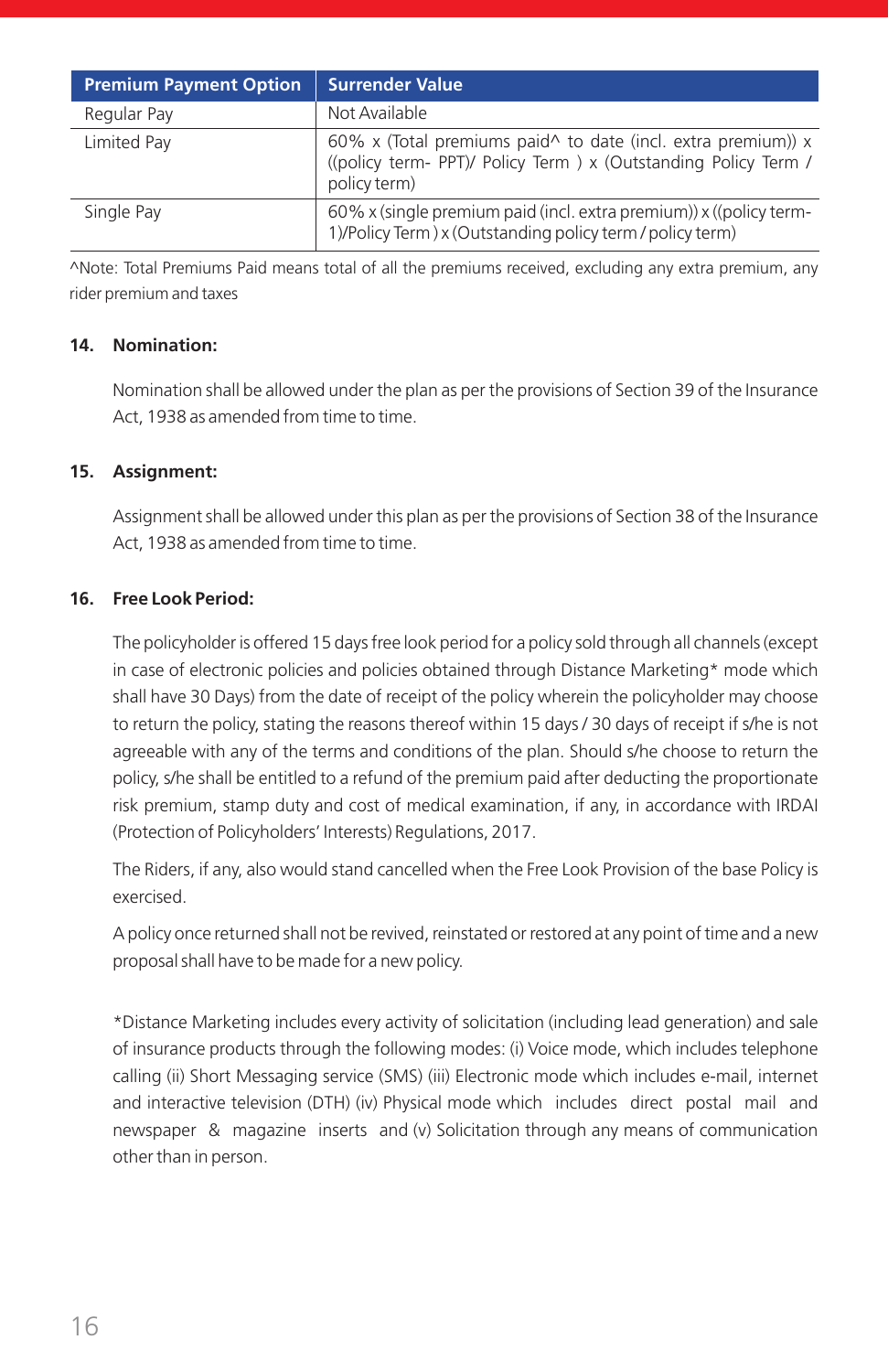| Premium Payment Option | Surrender Value |
|---|---|
| Regular Pay | Not Available |
| Limited Pay | 60% x (Total premiums paid^ to date (incl. extra premium)) x ((policy term- PPT)/ Policy Term ) x (Outstanding Policy Term / policy term) |
| Single Pay | 60% x (single premium paid (incl. extra premium)) x ((policy term-1)/Policy Term ) x (Outstanding policy term / policy term) |

^Note: Total Premiums Paid means total of all the premiums received, excluding any extra premium, any rider premium and taxes

## 14. Nomination:

Nomination shall be allowed under the plan as per the provisions of Section 39 of the Insurance Act, 1938 as amended from time to time.

## 15. Assignment:

Assignment shall be allowed under this plan as per the provisions of Section 38 of the Insurance Act, 1938 as amended from time to time.

## 16. Free Look Period:

The policyholder is offered 15 days free look period for a policy sold through all channels (except in case of electronic policies and policies obtained through Distance Marketing* mode which shall have 30 Days) from the date of receipt of the policy wherein the policyholder may choose to return the policy, stating the reasons thereof within 15 days / 30 days of receipt if s/he is not agreeable with any of the terms and conditions of the plan. Should s/he choose to return the policy, s/he shall be entitled to a refund of the premium paid after deducting the proportionate risk premium, stamp duty and cost of medical examination, if any, in accordance with IRDAI (Protection of Policyholders' Interests) Regulations, 2017.

The Riders, if any, also would stand cancelled when the Free Look Provision of the base Policy is exercised.

A policy once returned shall not be revived, reinstated or restored at any point of time and a new proposal shall have to be made for a new policy.

*Distance Marketing includes every activity of solicitation (including lead generation) and sale of insurance products through the following modes: (i) Voice mode, which includes telephone calling (ii) Short Messaging service (SMS) (iii) Electronic mode which includes e-mail, internet and interactive television (DTH) (iv) Physical mode which includes direct postal mail and newspaper & magazine inserts and (v) Solicitation through any means of communication other than in person.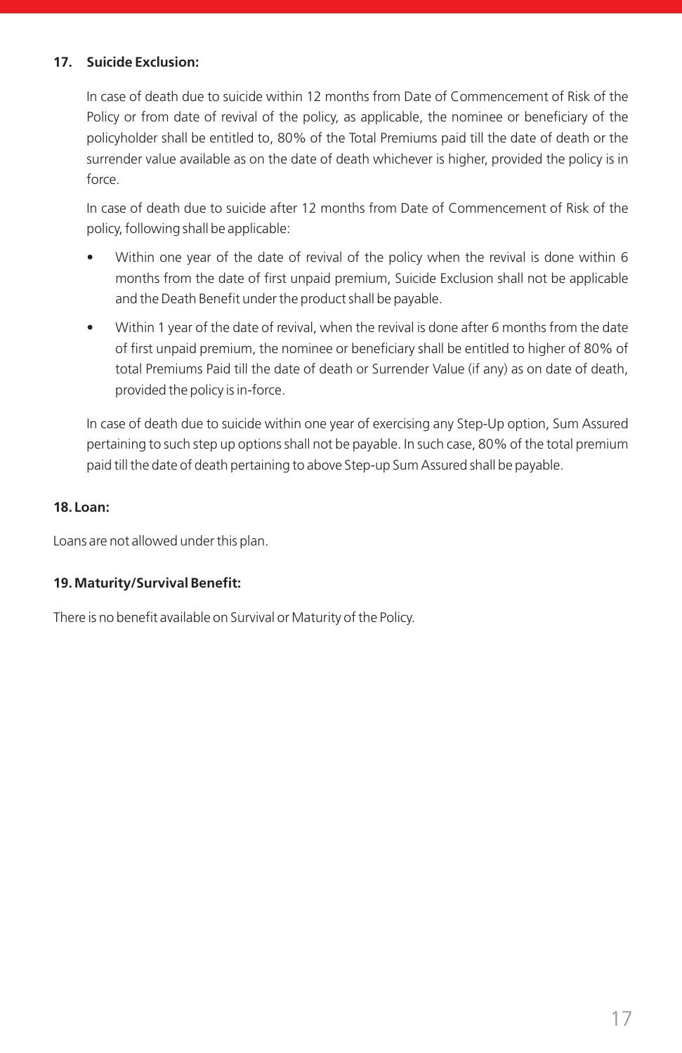## 17. Suicide Exclusion:

In case of death due to suicide within 12 months from Date of Commencement of Risk of the Policy or from date of revival of the policy, as applicable, the nominee or beneficiary of the policyholder shall be entitled to, 80% of the Total Premiums paid till the date of death or the surrender value available as on the date of death whichever is higher, provided the policy is in force.

In case of death due to suicide after 12 months from Date of Commencement of Risk of the policy, following shall be applicable:

- Within one year of the date of revival of the policy when the revival is done within 6 months from the date of first unpaid premium, Suicide Exclusion shall not be applicable and the Death Benefit under the product shall be payable.
- Within 1 year of the date of revival, when the revival is done after 6 months from the date of first unpaid premium, the nominee or beneficiary shall be entitled to higher of 80% of total Premiums Paid till the date of death or Surrender Value (if any) as on date of death, provided the policy is in-force.

In case of death due to suicide within one year of exercising any Step-Up option, Sum Assured pertaining to such step up options shall not be payable. In such case, 80% of the total premium paid till the date of death pertaining to above Step-up Sum Assured shall be payable.

## 18. Loan:

Loans are not allowed under this plan.

## 19. Maturity/Survival Benefit:

There is no benefit available on Survival or Maturity of the Policy.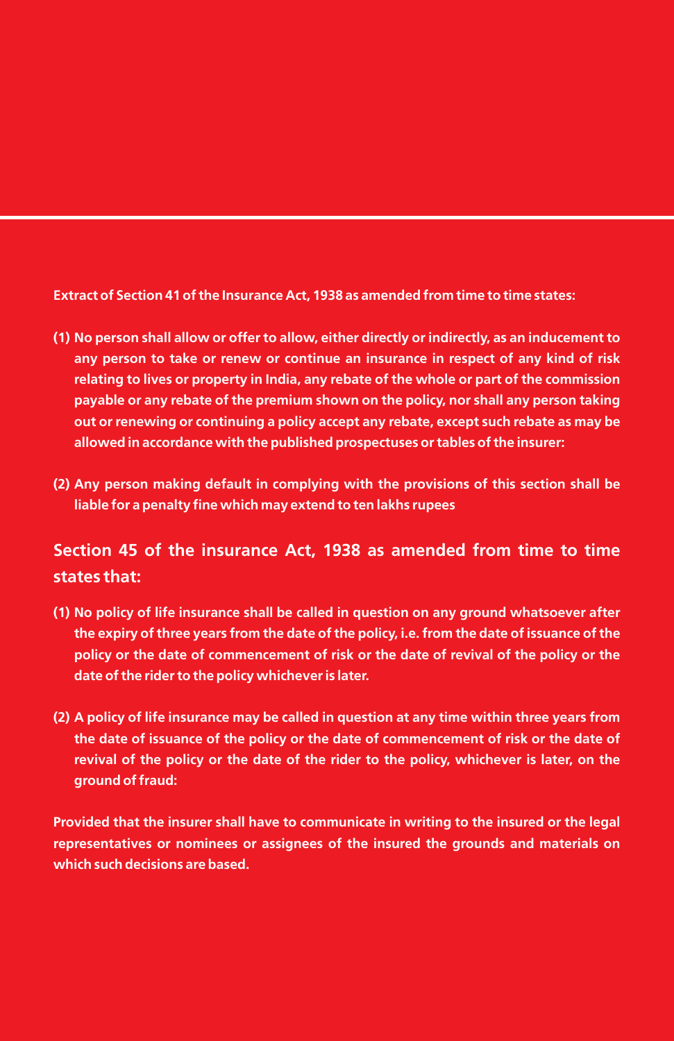**Extract of Section 41 of the Insurance Act, 1938 as amended from time to time states:**

**(1) No person shall allow or offer to allow, either directly or indirectly, as an inducement to any person to take or renew or continue an insurance in respect of any kind of risk relating to lives or property in India, any rebate of the whole or part of the commission payable or any rebate of the premium shown on the policy, nor shall any person taking out or renewing or continuing a policy accept any rebate, except such rebate as may be allowed in accordance with the published prospectuses or tables of the insurer:**

**(2) Any person making default in complying with the provisions of this section shall be liable for a penalty fine which may extend to ten lakhs rupees**

## Section 45 of the insurance Act, 1938 as amended from time to time states that:

**(1) No policy of life insurance shall be called in question on any ground whatsoever after the expiry of three years from the date of the policy, i.e. from the date of issuance of the policy or the date of commencement of risk or the date of revival of the policy or the date of the rider to the policy whichever is later.**

**(2) A policy of life insurance may be called in question at any time within three years from the date of issuance of the policy or the date of commencement of risk or the date of revival of the policy or the date of the rider to the policy, whichever is later, on the ground of fraud:**

**Provided that the insurer shall have to communicate in writing to the insured or the legal representatives or nominees or assignees of the insured the grounds and materials on which such decisions are based.**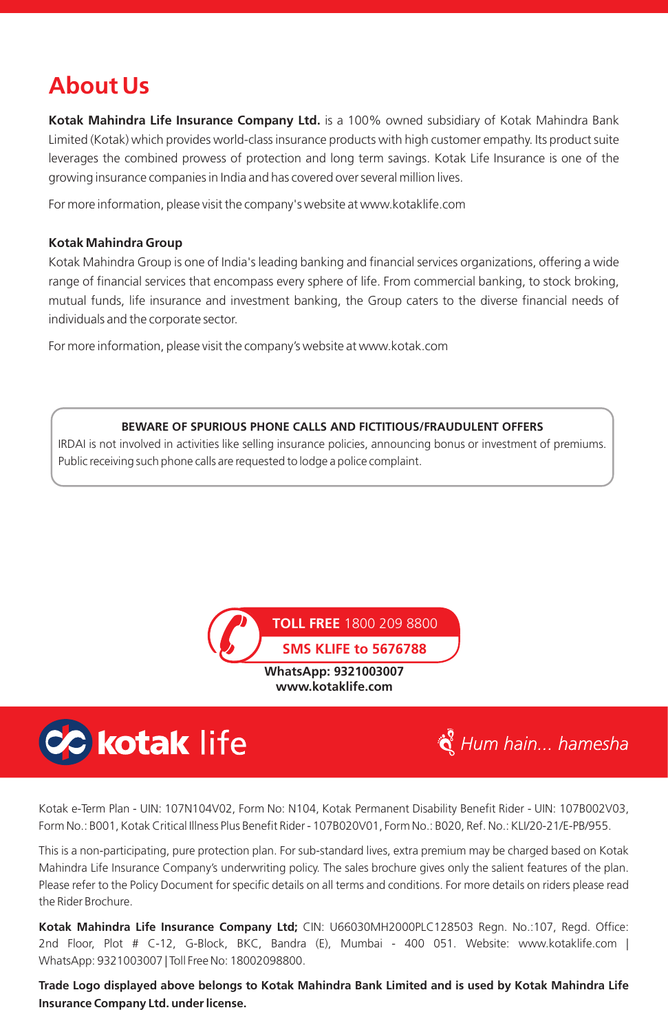# About Us

**Kotak Mahindra Life Insurance Company Ltd.** is a 100% owned subsidiary of Kotak Mahindra Bank Limited (Kotak) which provides world-class insurance products with high customer empathy. Its product suite leverages the combined prowess of protection and long term savings. Kotak Life Insurance is one of the growing insurance companies in India and has covered over several million lives.

For more information, please visit the company's website at www.kotaklife.com

**Kotak Mahindra Group**

Kotak Mahindra Group is one of India's leading banking and financial services organizations, offering a wide range of financial services that encompass every sphere of life. From commercial banking, to stock broking, mutual funds, life insurance and investment banking, the Group caters to the diverse financial needs of individuals and the corporate sector.

For more information, please visit the company's website at www.kotak.com

**BEWARE OF SPURIOUS PHONE CALLS AND FICTITIOUS/FRAUDULENT OFFERS**

IRDAI is not involved in activities like selling insurance policies, announcing bonus or investment of premiums. Public receiving such phone calls are requested to lodge a police complaint.

**TOLL FREE** 1800 209 8800

**SMS KLIFE to 5676788**

**WhatsApp: 9321003007**

**www.kotaklife.com**

kotak life

*Hum hain... hamesha*

Kotak e-Term Plan - UIN: 107N104V02, Form No: N104, Kotak Permanent Disability Benefit Rider - UIN: 107B002V03, Form No.: B001, Kotak Critical Illness Plus Benefit Rider - 107B020V01, Form No.: B020, Ref. No.: KLI/20-21/E-PB/955.

This is a non-participating, pure protection plan. For sub-standard lives, extra premium may be charged based on Kotak Mahindra Life Insurance Company's underwriting policy. The sales brochure gives only the salient features of the plan. Please refer to the Policy Document for specific details on all terms and conditions. For more details on riders please read the Rider Brochure.

**Kotak Mahindra Life Insurance Company Ltd;** CIN: U66030MH2000PLC128503 Regn. No.:107, Regd. Office: 2nd Floor, Plot # C-12, G-Block, BKC, Bandra (E), Mumbai - 400 051. Website: www.kotaklife.com | WhatsApp: 9321003007 | Toll Free No: 18002098800.

**Trade Logo displayed above belongs to Kotak Mahindra Bank Limited and is used by Kotak Mahindra Life Insurance Company Ltd. under license.**